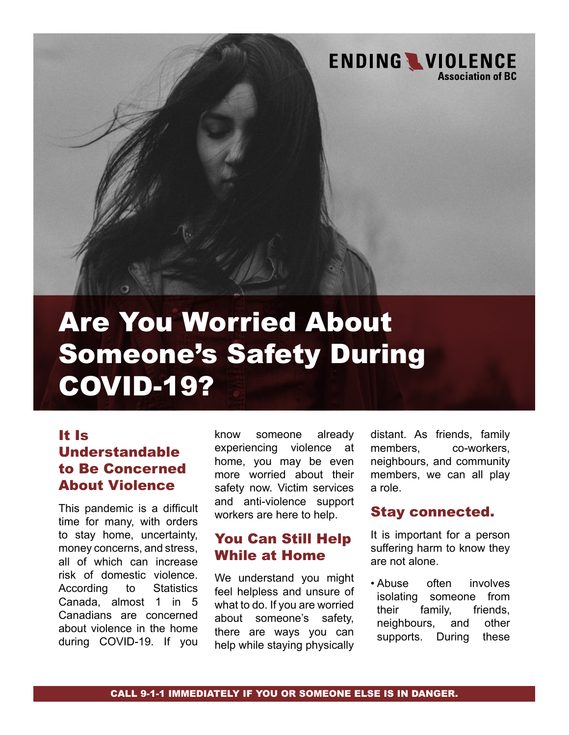ENDING VIOLENCE Association of BC

# Are You Worried About Someone's Safety During COVID-19?

## It Is Understandable to Be Concerned About Violence

This pandemic is a difficult time for many, with orders to stay home, uncertainty, money concerns, and stress, all of which can increase risk of domestic violence. According to Statistics Canada, almost 1 in 5 Canadians are concerned about violence in the home during COVID-19. If you know someone already experiencing violence at home, you may be even more worried about their safety now. Victim services and anti-violence support workers are here to help.

## You Can Still Help While at Home

We understand you might feel helpless and unsure of what to do. If you are worried about someone's safety, there are ways you can help while staying physically distant. As friends, family members, co-workers, neighbours, and community members, we can all play a role.

## Stay connected.

It is important for a person suffering harm to know they are not alone.

- Abuse often involves isolating someone from their family, friends, neighbours, and other supports. During these

CALL 9-1-1 IMMEDIATELY IF YOU OR SOMEONE ELSE IS IN DANGER.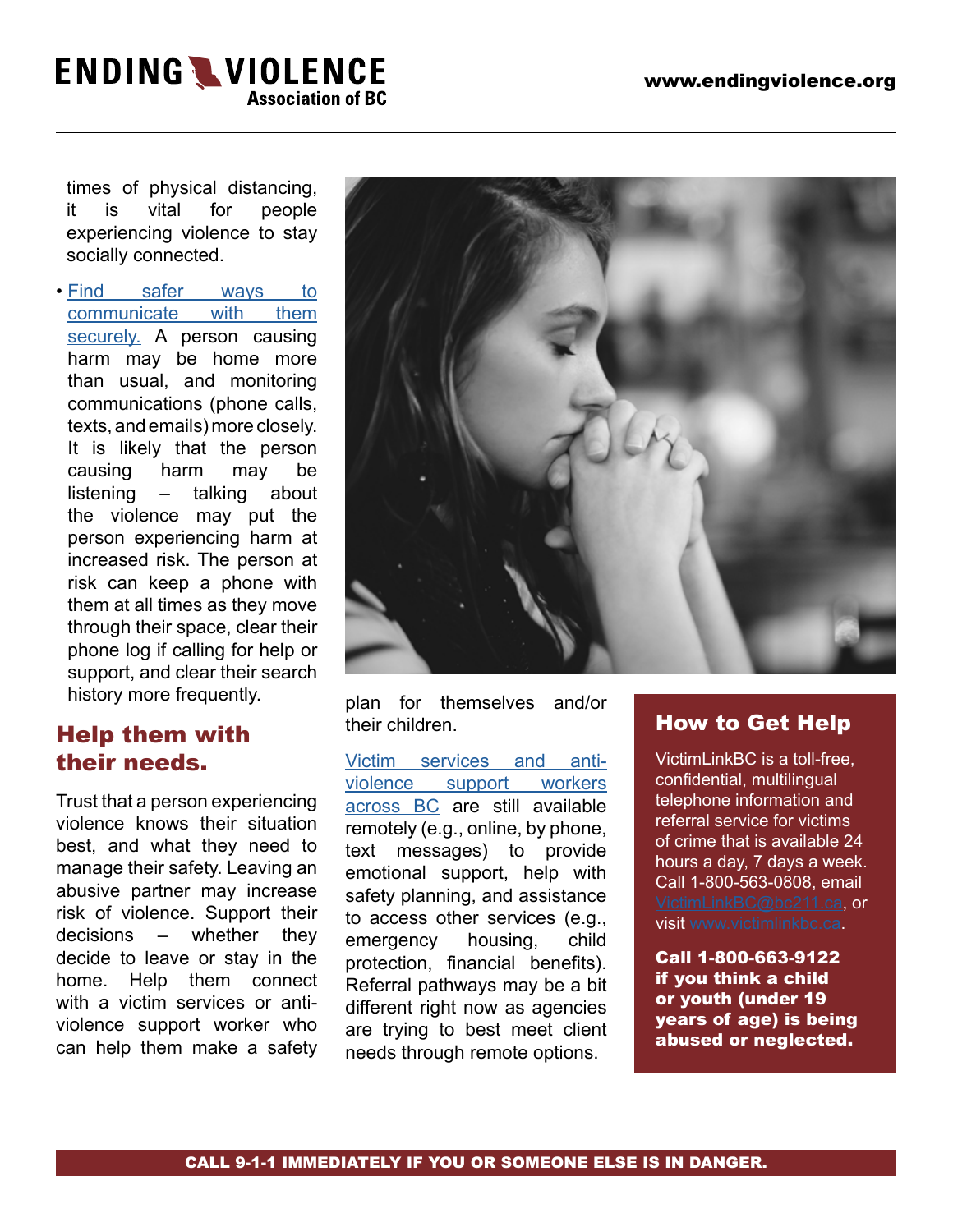times of physical distancing, it is vital for people experiencing violence to stay socially connected.

- Find safer ways to communicate with them securely. A person causing harm may be home more than usual, and monitoring communications (phone calls, texts, and emails) more closely. It is likely that the person causing harm may be listening – talking about the violence may put the person experiencing harm at increased risk. The person at risk can keep a phone with them at all times as they move through their space, clear their phone log if calling for help or support, and clear their search history more frequently.

## Help them with their needs.

Trust that a person experiencing violence knows their situation best, and what they need to manage their safety. Leaving an abusive partner may increase risk of violence. Support their decisions – whether they decide to leave or stay in the home. Help them connect with a victim services or anti-violence support worker who can help them make a safety plan for themselves and/or their children.

Victim services and anti-violence support workers across BC are still available remotely (e.g., online, by phone, text messages) to provide emotional support, help with safety planning, and assistance to access other services (e.g., emergency housing, child protection, financial benefits). Referral pathways may be a bit different right now as agencies are trying to best meet client needs through remote options.

## How to Get Help

VictimLinkBC is a toll-free, confidential, multilingual telephone information and referral service for victims of crime that is available 24 hours a day, 7 days a week. Call 1-800-563-0808, email VictimLinkBC@bc211.ca, or visit www.victimlinkbc.ca.

**Call 1-800-663-9122 if you think a child or youth (under 19 years of age) is being abused or neglected.**

**CALL 9-1-1 IMMEDIATELY IF YOU OR SOMEONE ELSE IS IN DANGER.**